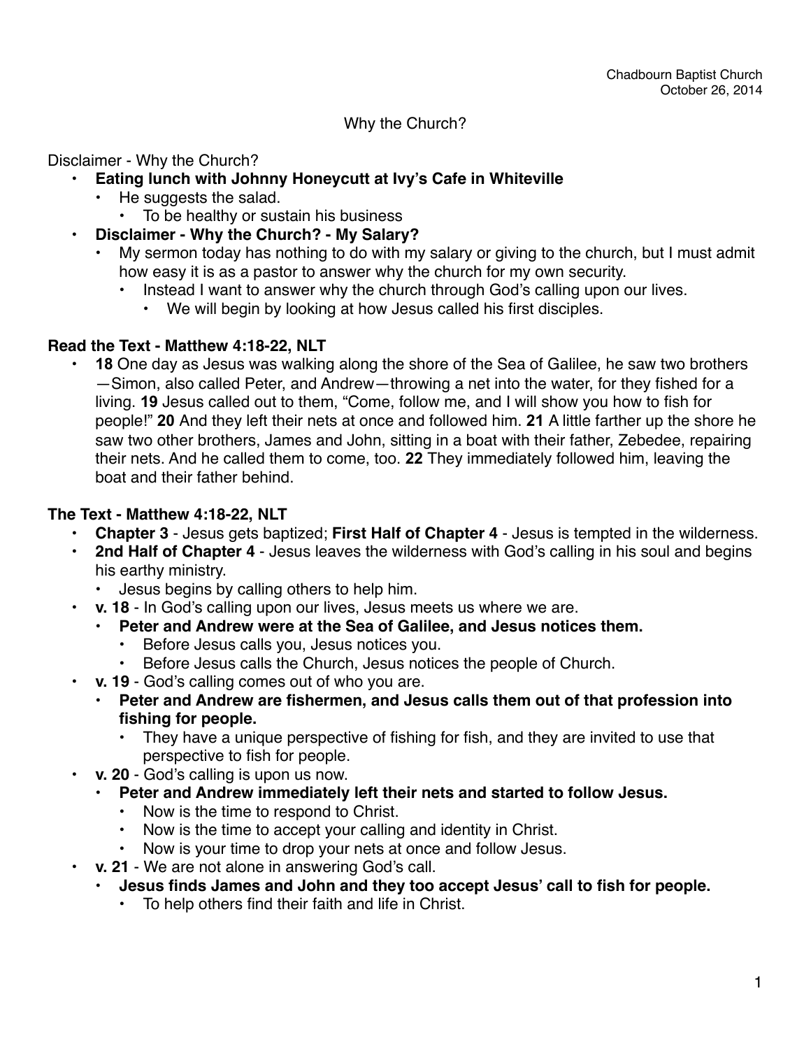Chadbourn Baptist Church
October 26, 2014

# Why the Church?

Disclaimer - Why the Church?

- **Eating lunch with Johnny Honeycutt at Ivy's Cafe in Whiteville**
  - He suggests the salad.
    - To be healthy or sustain his business
- **Disclaimer - Why the Church? - My Salary?**
  - My sermon today has nothing to do with my salary or giving to the church, but I must admit how easy it is as a pastor to answer why the church for my own security.
    - Instead I want to answer why the church through God's calling upon our lives.
      - We will begin by looking at how Jesus called his first disciples.

**Read the Text - Matthew 4:18-22, NLT**

- **18** One day as Jesus was walking along the shore of the Sea of Galilee, he saw two brothers—Simon, also called Peter, and Andrew—throwing a net into the water, for they fished for a living. **19** Jesus called out to them, "Come, follow me, and I will show you how to fish for people!" **20** And they left their nets at once and followed him. **21** A little farther up the shore he saw two other brothers, James and John, sitting in a boat with their father, Zebedee, repairing their nets. And he called them to come, too. **22** They immediately followed him, leaving the boat and their father behind.

**The Text - Matthew 4:18-22, NLT**

- **Chapter 3** - Jesus gets baptized; **First Half of Chapter 4** - Jesus is tempted in the wilderness.
- **2nd Half of Chapter 4** - Jesus leaves the wilderness with God's calling in his soul and begins his earthy ministry.
  - Jesus begins by calling others to help him.
- **v. 18** - In God's calling upon our lives, Jesus meets us where we are.
  - **Peter and Andrew were at the Sea of Galilee, and Jesus notices them.**
    - Before Jesus calls you, Jesus notices you.
    - Before Jesus calls the Church, Jesus notices the people of Church.
- **v. 19** - God's calling comes out of who you are.
  - **Peter and Andrew are fishermen, and Jesus calls them out of that profession into fishing for people.**
    - They have a unique perspective of fishing for fish, and they are invited to use that perspective to fish for people.
- **v. 20** - God's calling is upon us now.
  - **Peter and Andrew immediately left their nets and started to follow Jesus.**
    - Now is the time to respond to Christ.
    - Now is the time to accept your calling and identity in Christ.
    - Now is your time to drop your nets at once and follow Jesus.
- **v. 21** - We are not alone in answering God's call.
  - **Jesus finds James and John and they too accept Jesus' call to fish for people.**
    - To help others find their faith and life in Christ.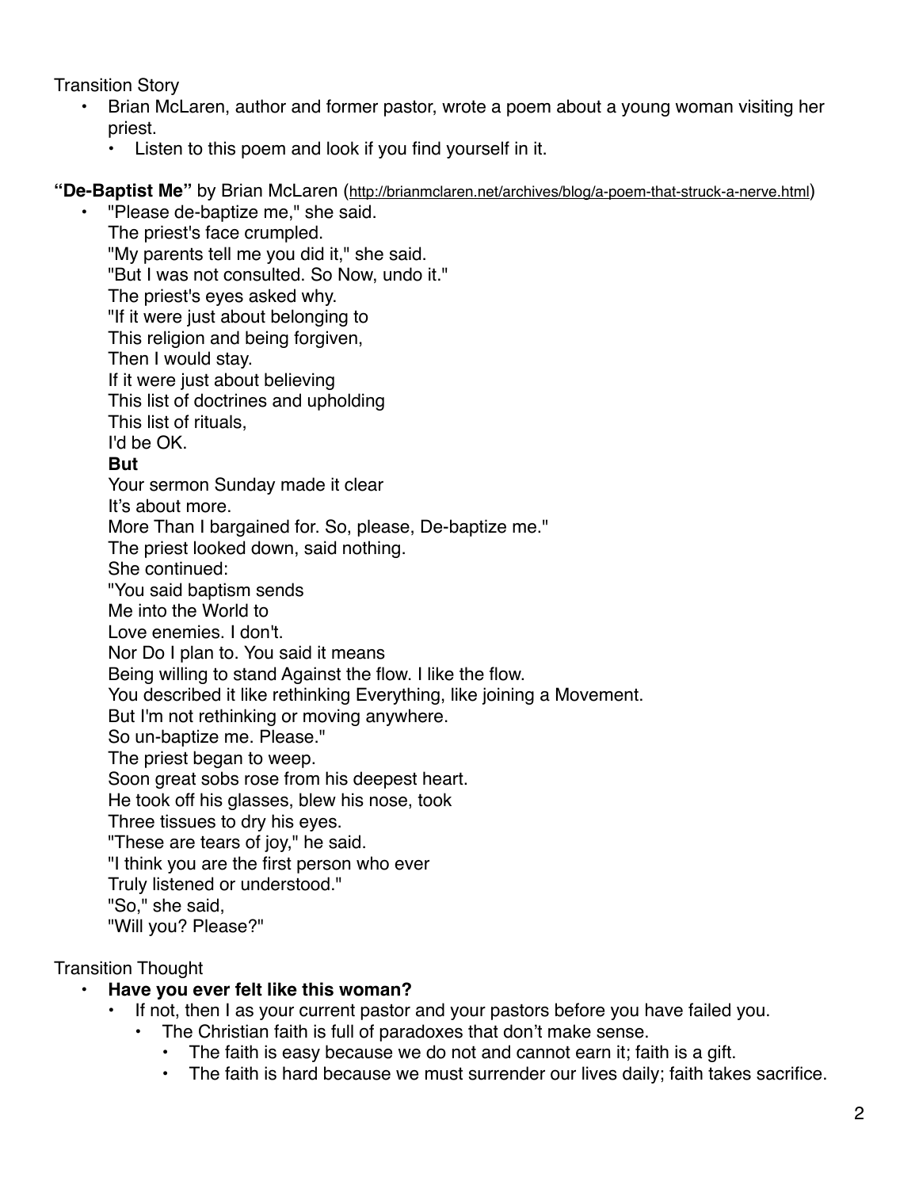Transition Story

- Brian McLaren, author and former pastor, wrote a poem about a young woman visiting her priest.
  - Listen to this poem and look if you find yourself in it.

**"De-Baptist Me"** by Brian McLaren (http://brianmclaren.net/archives/blog/a-poem-that-struck-a-nerve.html)

- "Please de-baptize me," she said.
  The priest's face crumpled.
  "My parents tell me you did it," she said.
  "But I was not consulted. So Now, undo it."
  The priest's eyes asked why.
  "If it were just about belonging to
  This religion and being forgiven,
  Then I would stay.
  If it were just about believing
  This list of doctrines and upholding
  This list of rituals,
  I'd be OK.
  **But**
  Your sermon Sunday made it clear
  It's about more.
  More Than I bargained for. So, please, De-baptize me."
  The priest looked down, said nothing.
  She continued:
  "You said baptism sends
  Me into the World to
  Love enemies. I don't.
  Nor Do I plan to. You said it means
  Being willing to stand Against the flow. I like the flow.
  You described it like rethinking Everything, like joining a Movement.
  But I'm not rethinking or moving anywhere.
  So un-baptize me. Please."
  The priest began to weep.
  Soon great sobs rose from his deepest heart.
  He took off his glasses, blew his nose, took
  Three tissues to dry his eyes.
  "These are tears of joy," he said.
  "I think you are the first person who ever
  Truly listened or understood."
  "So," she said,
  "Will you? Please?"

Transition Thought

- **Have you ever felt like this woman?**
  - If not, then I as your current pastor and your pastors before you have failed you.
    - The Christian faith is full of paradoxes that don't make sense.
      - The faith is easy because we do not and cannot earn it; faith is a gift.
      - The faith is hard because we must surrender our lives daily; faith takes sacrifice.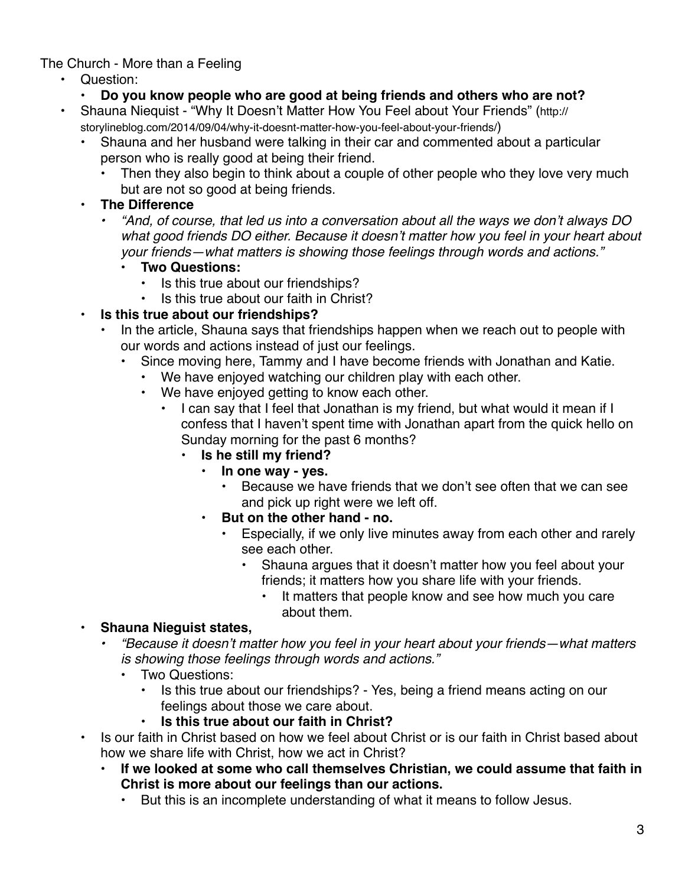The Church - More than a Feeling

- Question:
  - **Do you know people who are good at being friends and others who are not?**
- Shauna Niequist - "Why It Doesn't Matter How You Feel about Your Friends" (http://storylineblog.com/2014/09/04/why-it-doesnt-matter-how-you-feel-about-your-friends/)
  - Shauna and her husband were talking in their car and commented about a particular person who is really good at being their friend.
    - Then they also begin to think about a couple of other people who they love very much but are not so good at being friends.
  - **The Difference**
    - *"And, of course, that led us into a conversation about all the ways we don't always DO what good friends DO either. Because it doesn't matter how you feel in your heart about your friends—what matters is showing those feelings through words and actions."*
      - **Two Questions:**
        - Is this true about our friendships?
        - Is this true about our faith in Christ?
  - **Is this true about our friendships?**
    - In the article, Shauna says that friendships happen when we reach out to people with our words and actions instead of just our feelings.
      - Since moving here, Tammy and I have become friends with Jonathan and Katie.
        - We have enjoyed watching our children play with each other.
        - We have enjoyed getting to know each other.
          - I can say that I feel that Jonathan is my friend, but what would it mean if I confess that I haven't spent time with Jonathan apart from the quick hello on Sunday morning for the past 6 months?
            - **Is he still my friend?**
              - **In one way - yes.**
                - Because we have friends that we don't see often that we can see and pick up right were we left off.
              - **But on the other hand - no.**
                - Especially, if we only live minutes away from each other and rarely see each other.
                  - Shauna argues that it doesn't matter how you feel about your friends; it matters how you share life with your friends.
                    - It matters that people know and see how much you care about them.
  - **Shauna Nieguist states,**
    - *"Because it doesn't matter how you feel in your heart about your friends—what matters is showing those feelings through words and actions."*
      - Two Questions:
        - Is this true about our friendships? - Yes, being a friend means acting on our feelings about those we care about.
        - **Is this true about our faith in Christ?**
- Is our faith in Christ based on how we feel about Christ or is our faith in Christ based about how we share life with Christ, how we act in Christ?
  - **If we looked at some who call themselves Christian, we could assume that faith in Christ is more about our feelings than our actions.**
    - But this is an incomplete understanding of what it means to follow Jesus.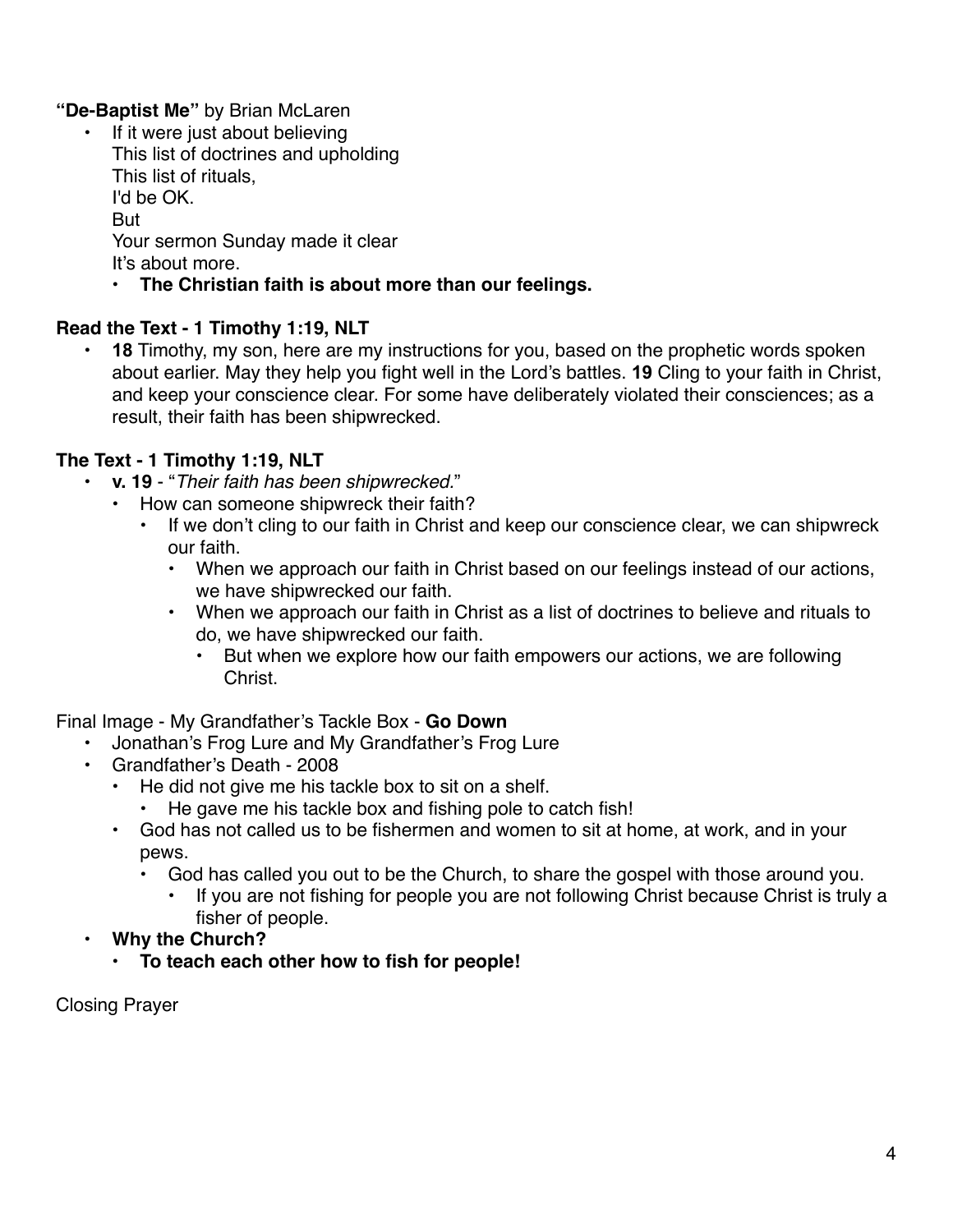**"De-Baptist Me"** by Brian McLaren

- If it were just about believing
  This list of doctrines and upholding
  This list of rituals,
  I'd be OK.
  But
  Your sermon Sunday made it clear
  It's about more.
  - **The Christian faith is about more than our feelings.**

**Read the Text - 1 Timothy 1:19, NLT**

- **18** Timothy, my son, here are my instructions for you, based on the prophetic words spoken about earlier. May they help you fight well in the Lord's battles. **19** Cling to your faith in Christ, and keep your conscience clear. For some have deliberately violated their consciences; as a result, their faith has been shipwrecked.

**The Text - 1 Timothy 1:19, NLT**

- **v. 19** - "*Their faith has been shipwrecked.*"
  - How can someone shipwreck their faith?
    - If we don't cling to our faith in Christ and keep our conscience clear, we can shipwreck our faith.
      - When we approach our faith in Christ based on our feelings instead of our actions, we have shipwrecked our faith.
      - When we approach our faith in Christ as a list of doctrines to believe and rituals to do, we have shipwrecked our faith.
        - But when we explore how our faith empowers our actions, we are following Christ.

Final Image - My Grandfather's Tackle Box - **Go Down**

- Jonathan's Frog Lure and My Grandfather's Frog Lure
- Grandfather's Death - 2008
  - He did not give me his tackle box to sit on a shelf.
    - He gave me his tackle box and fishing pole to catch fish!
  - God has not called us to be fishermen and women to sit at home, at work, and in your pews.
    - God has called you out to be the Church, to share the gospel with those around you.
      - If you are not fishing for people you are not following Christ because Christ is truly a fisher of people.
- **Why the Church?**
  - **To teach each other how to fish for people!**

Closing Prayer